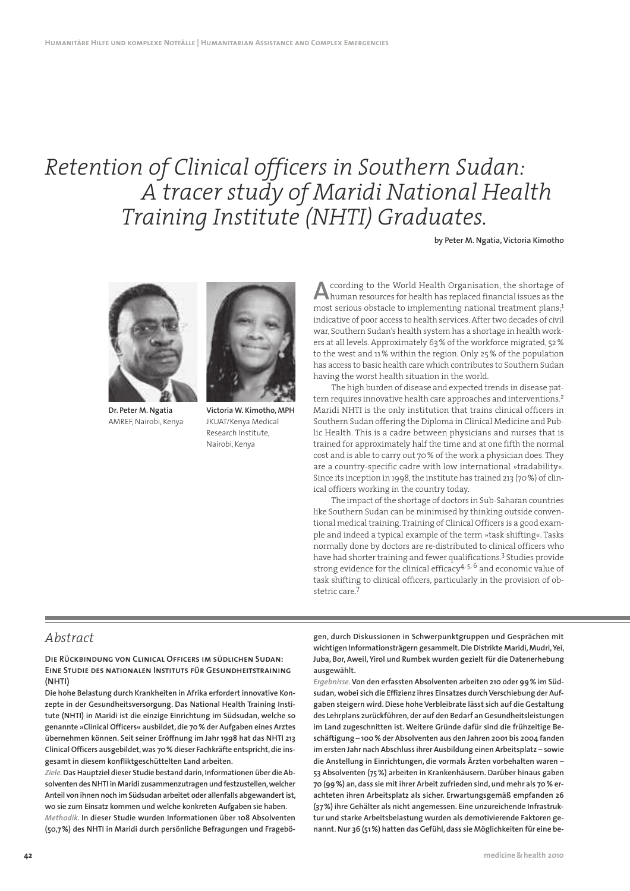# Retention of Clinical officers in Southern Sudan: A tracer study of Maridi National Health Training Institute (NHTI) Graduates.

**by Peter M. Ngatia, Victoria Kimotho**

**Dr. Peter M. Ngatia**
AMREF, Nairobi, Kenya

**Victoria W. Kimotho, MPH**
JKUAT/Kenya Medical Research Institute, Nairobi, Kenya

According to the World Health Organisation, the shortage of human resources for health has replaced financial issues as the most serious obstacle to implementing national treatment plans;[1] indicative of poor access to health services. After two decades of civil war, Southern Sudan's health system has a shortage in health workers at all levels. Approximately 63 % of the workforce migrated, 52 % to the west and 11 % within the region. Only 25 % of the population has access to basic health care which contributes to Southern Sudan having the worst health situation in the world.

The high burden of disease and expected trends in disease pattern requires innovative health care approaches and interventions.[2] Maridi NHTI is the only institution that trains clinical officers in Southern Sudan offering the Diploma in Clinical Medicine and Public Health. This is a cadre between physicians and nurses that is trained for approximately half the time and at one fifth the normal cost and is able to carry out 70 % of the work a physician does. They are a country-specific cadre with low international »tradability«. Since its inception in 1998, the institute has trained 213 (70 %) of clinical officers working in the country today.

The impact of the shortage of doctors in Sub-Saharan countries like Southern Sudan can be minimised by thinking outside conventional medical training. Training of Clinical Officers is a good example and indeed a typical example of the term »task shifting«. Tasks normally done by doctors are re-distributed to clinical officers who have had shorter training and fewer qualifications.[3] Studies provide strong evidence for the clinical efficacy[4, 5, 6] and economic value of task shifting to clinical officers, particularly in the provision of obstetric care.[7]

## Abstract

**Die Rückbindung von Clinical Officers im südlichen Sudan: Eine Studie des nationalen Instituts für Gesundheitstraining (NHTI)**

**Die hohe Belastung durch Krankheiten in Afrika erfordert innovative Konzepte in der Gesundheitsversorgung. Das National Health Training Institute (NHTI) in Maridi ist die einzige Einrichtung im Südsudan, welche so genannte »Clinical Officers« ausbildet, die 70 % der Aufgaben eines Arztes übernehmen können. Seit seiner Eröffnung im Jahr 1998 hat das NHTI 213 Clinical Officers ausgebildet, was 70 % dieser Fachkräfte entspricht, die insgesamt in diesem konfliktgeschüttelten Land arbeiten.**

*Ziele.* **Das Hauptziel dieser Studie bestand darin, Informationen über die Absolventen des NHTI in Maridi zusammenzutragen und festzustellen, welcher Anteil von ihnen noch im Südsudan arbeitet oder allenfalls abgewandert ist, wo sie zum Einsatz kommen und welche konkreten Aufgaben sie haben.**

*Methodik.* **In dieser Studie wurden Informationen über 108 Absolventen (50,7 %) des NHTI in Maridi durch persönliche Befragungen und Fragebögen, durch Diskussionen in Schwerpunktgruppen und Gesprächen mit wichtigen Informationsträgern gesammelt. Die Distrikte Maridi, Mudri, Yei, Juba, Bor, Aweil, Yirol und Rumbek wurden gezielt für die Datenerhebung ausgewählt.**

*Ergebnisse.* **Von den erfassten Absolventen arbeiten 210 oder 99 % im Südsudan, wobei sich die Effizienz ihres Einsatzes durch Verschiebung der Aufgaben steigern wird. Diese hohe Verbleibrate lässt sich auf die Gestaltung des Lehrplans zurückführen, der auf den Bedarf an Gesundheitsleistungen im Land zugeschnitten ist. Weitere Gründe dafür sind die frühzeitige Beschäftigung – 100 % der Absolventen aus den Jahren 2001 bis 2004 fanden im ersten Jahr nach Abschluss ihrer Ausbildung einen Arbeitsplatz – sowie die Anstellung in Einrichtungen, die vormals Ärzten vorbehalten waren – 53 Absolventen (75 %) arbeiten in Krankenhäusern. Darüber hinaus gaben 70 (99 %) an, dass sie mit ihrer Arbeit zufrieden sind, und mehr als 70 % erachteten ihren Arbeitsplatz als sicher. Erwartungsgemäß empfanden 26 (37 %) ihre Gehälter als nicht angemessen. Eine unzureichende Infrastruktur und starke Arbeitsbelastung wurden als demotivierende Faktoren genannt. Nur 36 (51 %) hatten das Gefühl, dass sie Möglichkeiten für eine be-**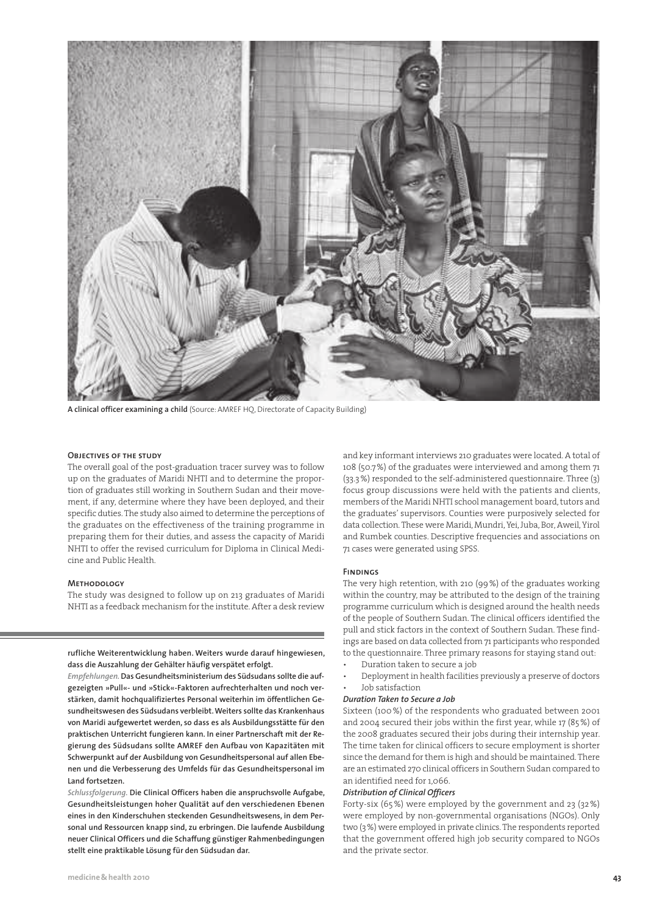A clinical officer examining a child (Source: AMREF HQ, Directorate of Capacity Building)

rufliche Weiterentwicklung haben. Weiters wurde darauf hingewiesen, dass die Auszahlung der Gehälter häufig verspätet erfolgt.

*Empfehlungen.* Das Gesundheitsministerium des Südsudans sollte die aufgezeigten »Pull«- und »Stick«-Faktoren aufrechterhalten und noch verstärken, damit hochqualifiziertes Personal weiterhin im öffentlichen Gesundheitswesen des Südsudans verbleibt. Weiters sollte das Krankenhaus von Maridi aufgewertet werden, so dass es als Ausbildungsstätte für den praktischen Unterricht fungieren kann. In einer Partnerschaft mit der Regierung des Südsudans sollte AMREF den Aufbau von Kapazitäten mit Schwerpunkt auf der Ausbildung von Gesundheitspersonal auf allen Ebenen und die Verbesserung des Umfelds für das Gesundheitspersonal im Land fortsetzen.

*Schlussfolgerung.* Die Clinical Officers haben die anspruchsvolle Aufgabe, Gesundheitsleistungen hoher Qualität auf den verschiedenen Ebenen eines in den Kinderschuhen steckenden Gesundheitswesens, in dem Personal und Ressourcen knapp sind, zu erbringen. Die laufende Ausbildung neuer Clinical Officers und die Schaffung günstiger Rahmenbedingungen stellt eine praktikable Lösung für den Südsudan dar.

## Objectives of the study

The overall goal of the post-graduation tracer survey was to follow up on the graduates of Maridi NHTI and to determine the proportion of graduates still working in Southern Sudan and their movement, if any, determine where they have been deployed, and their specific duties. The study also aimed to determine the perceptions of the graduates on the effectiveness of the training programme in preparing them for their duties, and assess the capacity of Maridi NHTI to offer the revised curriculum for Diploma in Clinical Medicine and Public Health.

## Methodology

The study was designed to follow up on 213 graduates of Maridi NHTI as a feedback mechanism for the institute. After a desk review and key informant interviews 210 graduates were located. A total of 108 (50.7%) of the graduates were interviewed and among them 71 (33.3%) responded to the self-administered questionnaire. Three (3) focus group discussions were held with the patients and clients, members of the Maridi NHTI school management board, tutors and the graduates' supervisors. Counties were purposively selected for data collection. These were Maridi, Mundri, Yei, Juba, Bor, Aweil, Yirol and Rumbek counties. Descriptive frequencies and associations on 71 cases were generated using SPSS.

## Findings

The very high retention, with 210 (99%) of the graduates working within the country, may be attributed to the design of the training programme curriculum which is designed around the health needs of the people of Southern Sudan. The clinical officers identified the pull and stick factors in the context of Southern Sudan. These findings are based on data collected from 71 participants who responded to the questionnaire. Three primary reasons for staying stand out:

- Duration taken to secure a job
- Deployment in health facilities previously a preserve of doctors
- Job satisfaction

### *Duration Taken to Secure a Job*

Sixteen (100%) of the respondents who graduated between 2001 and 2004 secured their jobs within the first year, while 17 (85%) of the 2008 graduates secured their jobs during their internship year. The time taken for clinical officers to secure employment is shorter since the demand for them is high and should be maintained. There are an estimated 270 clinical officers in Southern Sudan compared to an identified need for 1,066.

### *Distribution of Clinical Officers*

Forty-six (65%) were employed by the government and 23 (32%) were employed by non-governmental organisations (NGOs). Only two (3%) were employed in private clinics. The respondents reported that the government offered high job security compared to NGOs and the private sector.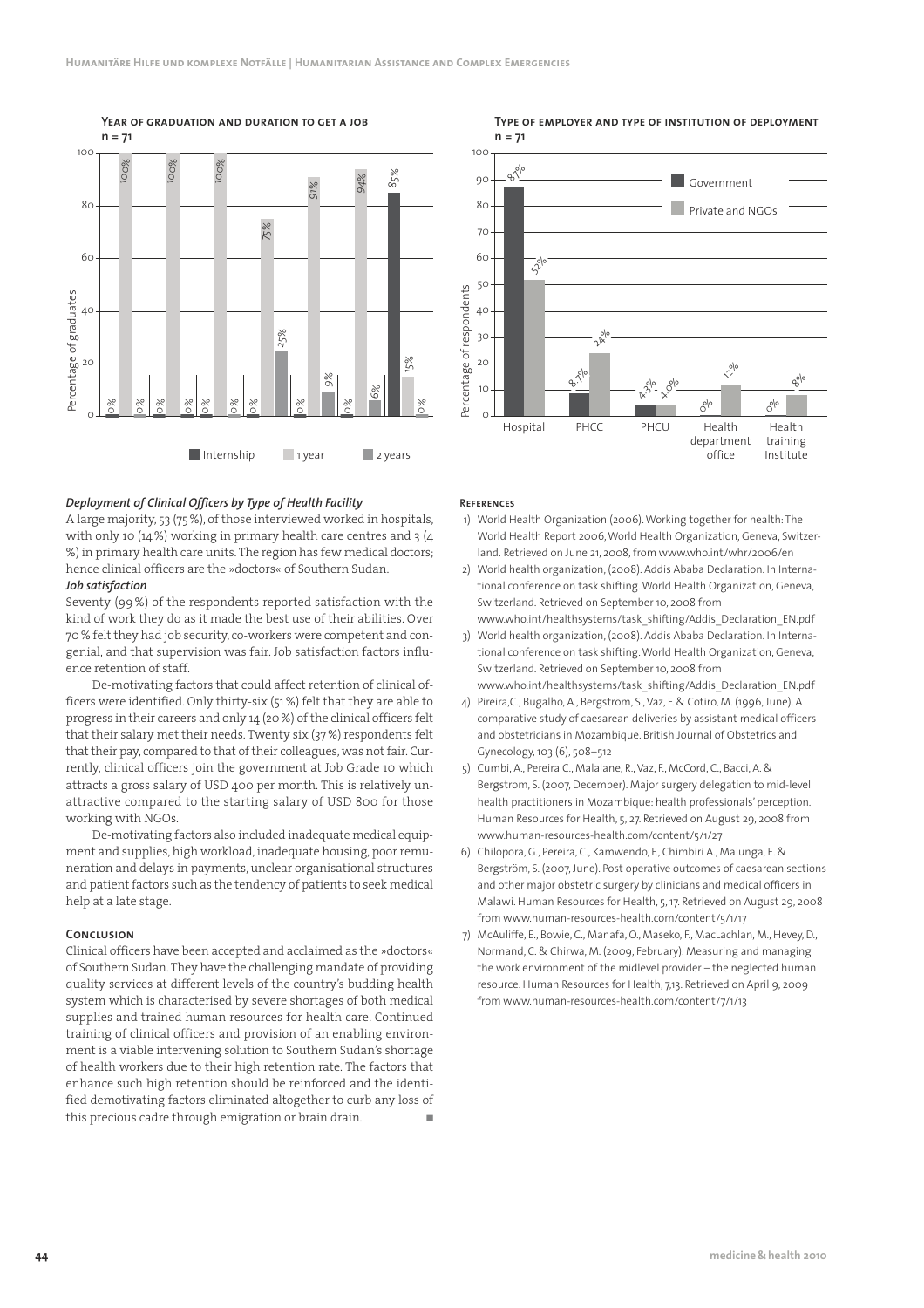**Year of graduation and duration to get a job**
n = 71

100
80
60
40
20
0

Percentage of graduates

0% 100% 0% 0% 100% 0% 0% 100% 0% 0% 75% 25% 0% 91% 9% 0% 94% 6% 85% 15% 0%

Internship 1 year 2 years

**Type of employer and type of institution of deployment**
n = 71

100
90
80
70
60
50
40
30
20
10
0

Percentage of respondents

87% 52% 8.7% 24% 4.3% 4.0% 0% 12% 0% 8%

Hospital PHCC PHCU Health department office Health training Institute

Government
Private and NGOs

***Deployment of Clinical Officers by Type of Health Facility***

A large majority, 53 (75 %), of those interviewed worked in hospitals, with only 10 (14 %) working in primary health care centres and 3 (4 %) in primary health care units. The region has few medical doctors; hence clinical officers are the »doctors« of Southern Sudan.

***Job satisfaction***

Seventy (99 %) of the respondents reported satisfaction with the kind of work they do as it made the best use of their abilities. Over 70 % felt they had job security, co-workers were competent and congenial, and that supervision was fair. Job satisfaction factors influence retention of staff.

De-motivating factors that could affect retention of clinical officers were identified. Only thirty-six (51 %) felt that they are able to progress in their careers and only 14 (20 %) of the clinical officers felt that their salary met their needs. Twenty six (37 %) respondents felt that their pay, compared to that of their colleagues, was not fair. Currently, clinical officers join the government at Job Grade 10 which attracts a gross salary of USD 400 per month. This is relatively unattractive compared to the starting salary of USD 800 for those working with NGOs.

De-motivating factors also included inadequate medical equipment and supplies, high workload, inadequate housing, poor remuneration and delays in payments, unclear organisational structures and patient factors such as the tendency of patients to seek medical help at a late stage.

## Conclusion

Clinical officers have been accepted and acclaimed as the »doctors« of Southern Sudan. They have the challenging mandate of providing quality services at different levels of the country's budding health system which is characterised by severe shortages of both medical supplies and trained human resources for health care. Continued training of clinical officers and provision of an enabling environment is a viable intervening solution to Southern Sudan's shortage of health workers due to their high retention rate. The factors that enhance such high retention should be reinforced and the identified demotivating factors eliminated altogether to curb any loss of this precious cadre through emigration or brain drain. ■

## References

1) World Health Organization (2006). Working together for health: The World Health Report 2006, World Health Organization, Geneva, Switzerland. Retrieved on June 21, 2008, from www.who.int/whr/2006/en
2) World health organization, (2008). Addis Ababa Declaration. In International conference on task shifting. World Health Organization, Geneva, Switzerland. Retrieved on September 10, 2008 from www.who.int/healthsystems/task_shifting/Addis_Declaration_EN.pdf
3) World health organization, (2008). Addis Ababa Declaration. In International conference on task shifting. World Health Organization, Geneva, Switzerland. Retrieved on September 10, 2008 from www.who.int/healthsystems/task_shifting/Addis_Declaration_EN.pdf
4) Pireira,C., Bugalho, A., Bergström, S., Vaz, F. & Cotiro, M. (1996, June). A comparative study of caesarean deliveries by assistant medical officers and obstetricians in Mozambique. British Journal of Obstetrics and Gynecology, 103 (6), 508–512
5) Cumbi, A., Pereira C., Malalane, R., Vaz, F., McCord, C., Bacci, A. & Bergstrom, S. (2007, December). Major surgery delegation to mid-level health practitioners in Mozambique: health professionals' perception. Human Resources for Health, 5, 27. Retrieved on August 29, 2008 from www.human-resources-health.com/content/5/1/27
6) Chilopora, G., Pereira, C., Kamwendo, F., Chimbiri A., Malunga, E. & Bergström, S. (2007, June). Post operative outcomes of caesarean sections and other major obstetric surgery by clinicians and medical officers in Malawi. Human Resources for Health, 5, 17. Retrieved on August 29, 2008 from www.human-resources-health.com/content/5/1/17
7) McAuliffe, E., Bowie, C., Manafa, O., Maseko, F., MacLachlan, M., Hevey, D., Normand, C. & Chirwa, M. (2009, February). Measuring and managing the work environment of the midlevel provider – the neglected human resource. Human Resources for Health, 7,13. Retrieved on April 9, 2009 from www.human-resources-health.com/content/7/1/13